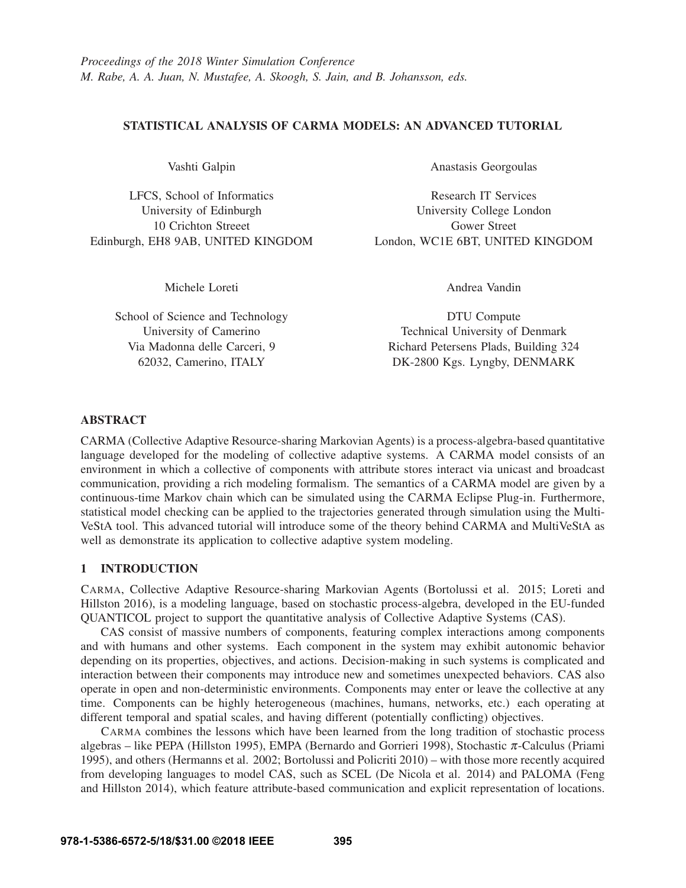# STATISTICAL ANALYSIS OF CARMA MODELS: AN ADVANCED TUTORIAL

Vashti Galpin

LFCS, School of Informatics
University of Edinburgh
10 Crichton Streeet
Edinburgh, EH8 9AB, UNITED KINGDOM

Anastasis Georgoulas

Research IT Services
University College London
Gower Street
London, WC1E 6BT, UNITED KINGDOM

Michele Loreti

School of Science and Technology
University of Camerino
Via Madonna delle Carceri, 9
62032, Camerino, ITALY

Andrea Vandin

DTU Compute
Technical University of Denmark
Richard Petersens Plads, Building 324
DK-2800 Kgs. Lyngby, DENMARK

## ABSTRACT

CARMA (Collective Adaptive Resource-sharing Markovian Agents) is a process-algebra-based quantitative language developed for the modeling of collective adaptive systems. A CARMA model consists of an environment in which a collective of components with attribute stores interact via unicast and broadcast communication, providing a rich modeling formalism. The semantics of a CARMA model are given by a continuous-time Markov chain which can be simulated using the CARMA Eclipse Plug-in. Furthermore, statistical model checking can be applied to the trajectories generated through simulation using the MultiVeStA tool. This advanced tutorial will introduce some of the theory behind CARMA and MultiVeStA as well as demonstrate its application to collective adaptive system modeling.

## 1 INTRODUCTION

CARMA, Collective Adaptive Resource-sharing Markovian Agents (Bortolussi et al. 2015; Loreti and Hillston 2016), is a modeling language, based on stochastic process-algebra, developed in the EU-funded QUANTICOL project to support the quantitative analysis of Collective Adaptive Systems (CAS).

CAS consist of massive numbers of components, featuring complex interactions among components and with humans and other systems. Each component in the system may exhibit autonomic behavior depending on its properties, objectives, and actions. Decision-making in such systems is complicated and interaction between their components may introduce new and sometimes unexpected behaviors. CAS also operate in open and non-deterministic environments. Components may enter or leave the collective at any time. Components can be highly heterogeneous (machines, humans, networks, etc.) each operating at different temporal and spatial scales, and having different (potentially conflicting) objectives.

CARMA combines the lessons which have been learned from the long tradition of stochastic process algebras – like PEPA (Hillston 1995), EMPA (Bernardo and Gorrieri 1998), Stochastic $\pi$-Calculus (Priami 1995), and others (Hermanns et al. 2002; Bortolussi and Policriti 2010) – with those more recently acquired from developing languages to model CAS, such as SCEL (De Nicola et al. 2014) and PALOMA (Feng and Hillston 2014), which feature attribute-based communication and explicit representation of locations.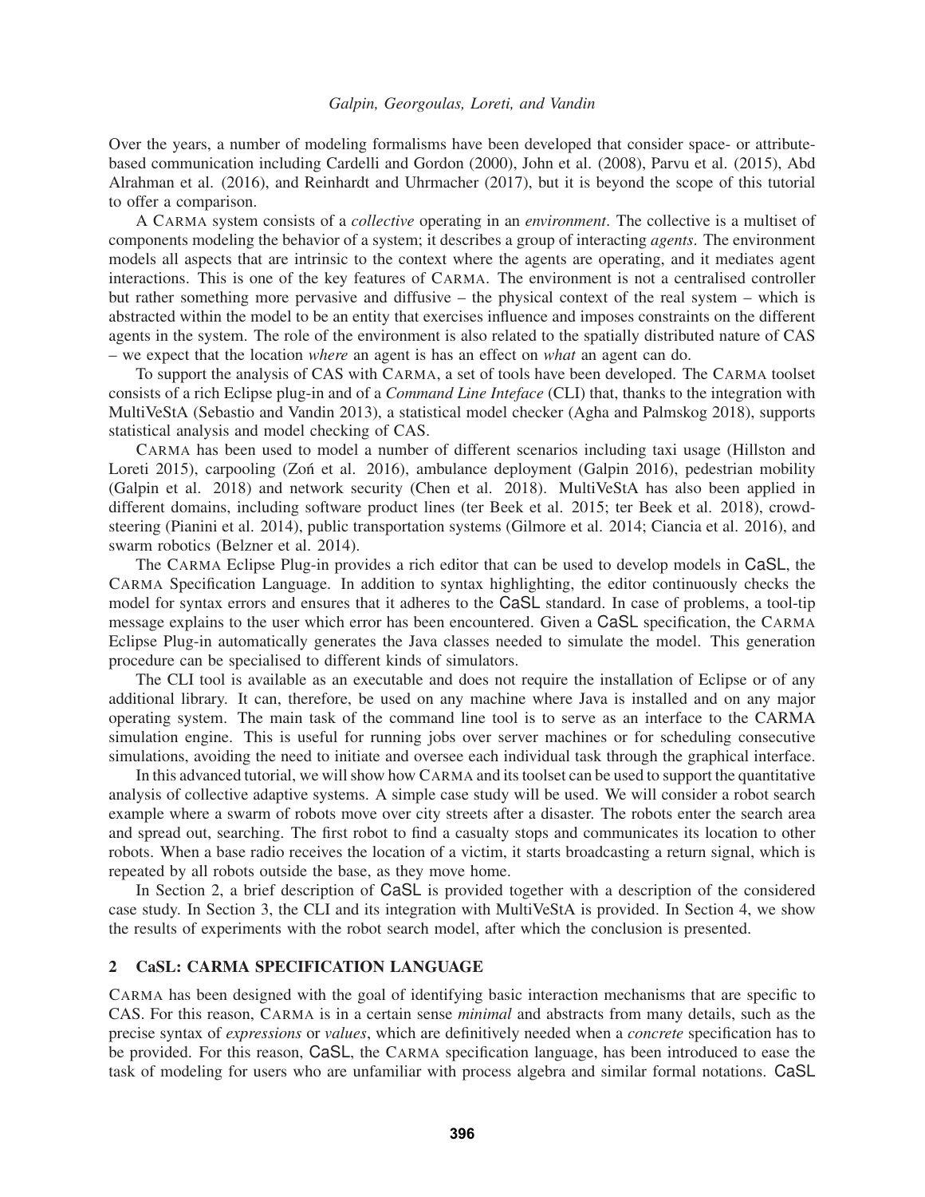Over the years, a number of modeling formalisms have been developed that consider space- or attribute-based communication including Cardelli and Gordon (2000), John et al. (2008), Parvu et al. (2015), Abd Alrahman et al. (2016), and Reinhardt and Uhrmacher (2017), but it is beyond the scope of this tutorial to offer a comparison.

A CARMA system consists of a *collective* operating in an *environment*. The collective is a multiset of components modeling the behavior of a system; it describes a group of interacting *agents*. The environment models all aspects that are intrinsic to the context where the agents are operating, and it mediates agent interactions. This is one of the key features of CARMA. The environment is not a centralised controller but rather something more pervasive and diffusive – the physical context of the real system – which is abstracted within the model to be an entity that exercises influence and imposes constraints on the different agents in the system. The role of the environment is also related to the spatially distributed nature of CAS – we expect that the location *where* an agent is has an effect on *what* an agent can do.

To support the analysis of CAS with CARMA, a set of tools have been developed. The CARMA toolset consists of a rich Eclipse plug-in and of a *Command Line Inteface* (CLI) that, thanks to the integration with MultiVeStA (Sebastio and Vandin 2013), a statistical model checker (Agha and Palmskog 2018), supports statistical analysis and model checking of CAS.

CARMA has been used to model a number of different scenarios including taxi usage (Hillston and Loreti 2015), carpooling (Zoń et al. 2016), ambulance deployment (Galpin 2016), pedestrian mobility (Galpin et al. 2018) and network security (Chen et al. 2018). MultiVeStA has also been applied in different domains, including software product lines (ter Beek et al. 2015; ter Beek et al. 2018), crowd-steering (Pianini et al. 2014), public transportation systems (Gilmore et al. 2014; Ciancia et al. 2016), and swarm robotics (Belzner et al. 2014).

The CARMA Eclipse Plug-in provides a rich editor that can be used to develop models in CaSL, the CARMA Specification Language. In addition to syntax highlighting, the editor continuously checks the model for syntax errors and ensures that it adheres to the CaSL standard. In case of problems, a tool-tip message explains to the user which error has been encountered. Given a CaSL specification, the CARMA Eclipse Plug-in automatically generates the Java classes needed to simulate the model. This generation procedure can be specialised to different kinds of simulators.

The CLI tool is available as an executable and does not require the installation of Eclipse or of any additional library. It can, therefore, be used on any machine where Java is installed and on any major operating system. The main task of the command line tool is to serve as an interface to the CARMA simulation engine. This is useful for running jobs over server machines or for scheduling consecutive simulations, avoiding the need to initiate and oversee each individual task through the graphical interface.

In this advanced tutorial, we will show how CARMA and its toolset can be used to support the quantitative analysis of collective adaptive systems. A simple case study will be used. We will consider a robot search example where a swarm of robots move over city streets after a disaster. The robots enter the search area and spread out, searching. The first robot to find a casualty stops and communicates its location to other robots. When a base radio receives the location of a victim, it starts broadcasting a return signal, which is repeated by all robots outside the base, as they move home.

In Section 2, a brief description of CaSL is provided together with a description of the considered case study. In Section 3, the CLI and its integration with MultiVeStA is provided. In Section 4, we show the results of experiments with the robot search model, after which the conclusion is presented.

## 2 CaSL: CARMA SPECIFICATION LANGUAGE

CARMA has been designed with the goal of identifying basic interaction mechanisms that are specific to CAS. For this reason, CARMA is in a certain sense *minimal* and abstracts from many details, such as the precise syntax of *expressions* or *values*, which are definitively needed when a *concrete* specification has to be provided. For this reason, CaSL, the CARMA specification language, has been introduced to ease the task of modeling for users who are unfamiliar with process algebra and similar formal notations. CaSL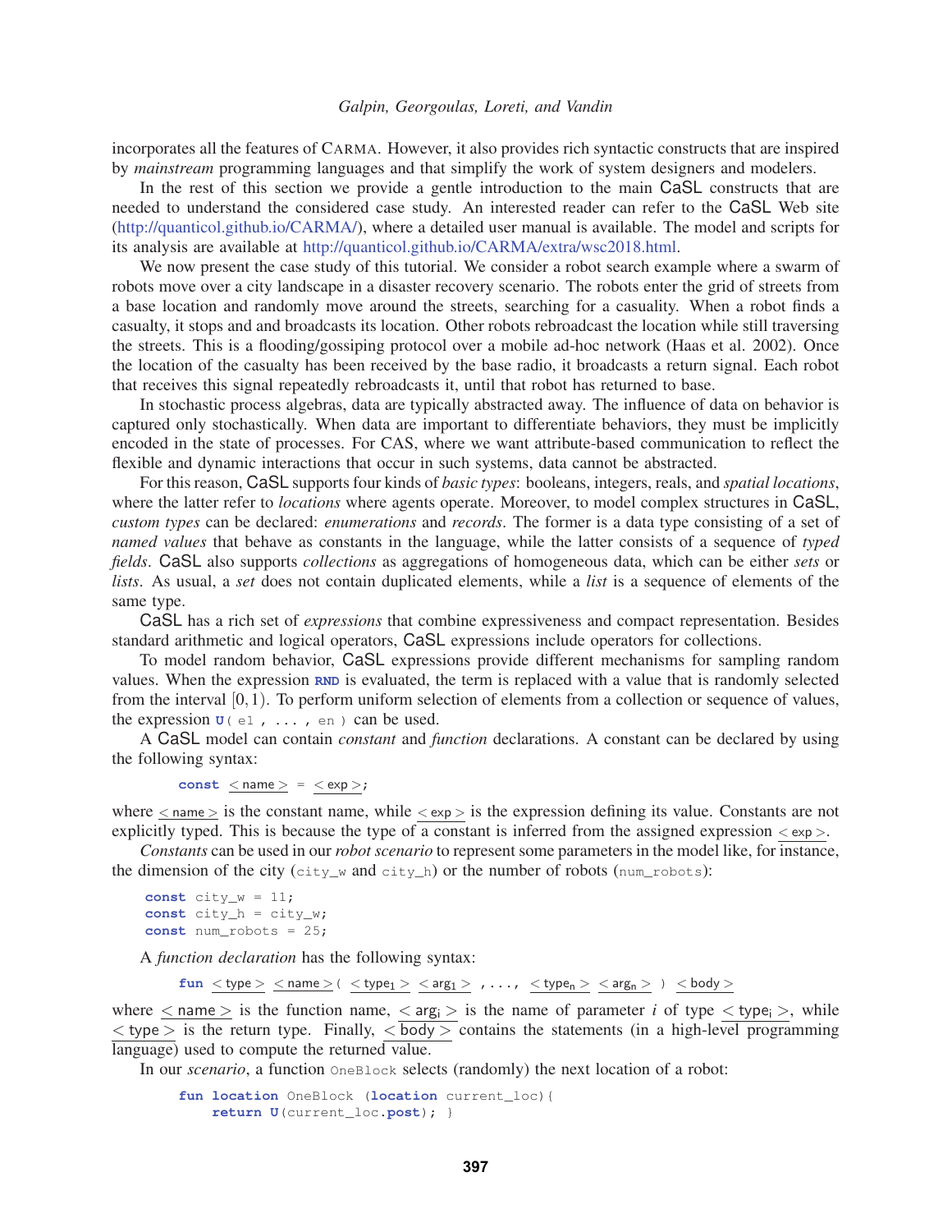incorporates all the features of CARMA. However, it also provides rich syntactic constructs that are inspired by *mainstream* programming languages and that simplify the work of system designers and modelers.

In the rest of this section we provide a gentle introduction to the main CaSL constructs that are needed to understand the considered case study. An interested reader can refer to the CaSL Web site (http://quanticol.github.io/CARMA/), where a detailed user manual is available. The model and scripts for its analysis are available at http://quanticol.github.io/CARMA/extra/wsc2018.html.

We now present the case study of this tutorial. We consider a robot search example where a swarm of robots move over a city landscape in a disaster recovery scenario. The robots enter the grid of streets from a base location and randomly move around the streets, searching for a casuality. When a robot finds a casualty, it stops and broadcasts its location. Other robots rebroadcast the location while still traversing the streets. This is a flooding/gossiping protocol over a mobile ad-hoc network (Haas et al. 2002). Once the location of the casualty has been received by the base radio, it broadcasts a return signal. Each robot that receives this signal repeatedly rebroadcasts it, until that robot has returned to base.

In stochastic process algebras, data are typically abstracted away. The influence of data on behavior is captured only stochastically. When data are important to differentiate behaviors, they must be implicitly encoded in the state of processes. For CAS, where we want attribute-based communication to reflect the flexible and dynamic interactions that occur in such systems, data cannot be abstracted.

For this reason, CaSL supports four kinds of *basic types*: booleans, integers, reals, and *spatial locations*, where the latter refer to *locations* where agents operate. Moreover, to model complex structures in CaSL, *custom types* can be declared: *enumerations* and *records*. The former is a data type consisting of a set of *named values* that behave as constants in the language, while the latter consists of a sequence of *typed fields*. CaSL also supports *collections* as aggregations of homogeneous data, which can be either *sets* or *lists*. As usual, a *set* does not contain duplicated elements, while a *list* is a sequence of elements of the same type.

CaSL has a rich set of *expressions* that combine expressiveness and compact representation. Besides standard arithmetic and logical operators, CaSL expressions include operators for collections.

To model random behavior, CaSL expressions provide different mechanisms for sampling random values. When the expression `RND` is evaluated, the term is replaced with a value that is randomly selected from the interval $[0,1)$. To perform uniform selection of elements from a collection or sequence of values, the expression `U( e1 , ... , en )` can be used.

A CaSL model can contain *constant* and *function* declarations. A constant can be declared by using the following syntax:

```
const <name> = <exp>;
```

where $<$ name $>$ is the constant name, while $<$ exp $>$ is the expression defining its value. Constants are not explicitly typed. This is because the type of a constant is inferred from the assigned expression $<$ exp $>$.

*Constants* can be used in our *robot scenario* to represent some parameters in the model like, for instance, the dimension of the city (`city_w` and `city_h`) or the number of robots (`num_robots`):

```
const city_w = 11;
const city_h = city_w;
const num_robots = 25;
```

A *function declaration* has the following syntax:

```
fun <type> <name>( <type_1> <arg_1> ,..., <type_n> <arg_n> ) <body>
```

where $<$ name $>$ is the function name, $<$ arg$_i$ $>$ is the name of parameter $i$ of type $<$ type$_i$ $>$, while $<$ type $>$ is the return type. Finally, $<$ body $>$ contains the statements (in a high-level programming language) used to compute the returned value.

In our *scenario*, a function `OneBlock` selects (randomly) the next location of a robot:

```
fun location OneBlock (location current_loc){
    return U(current_loc.post); }
```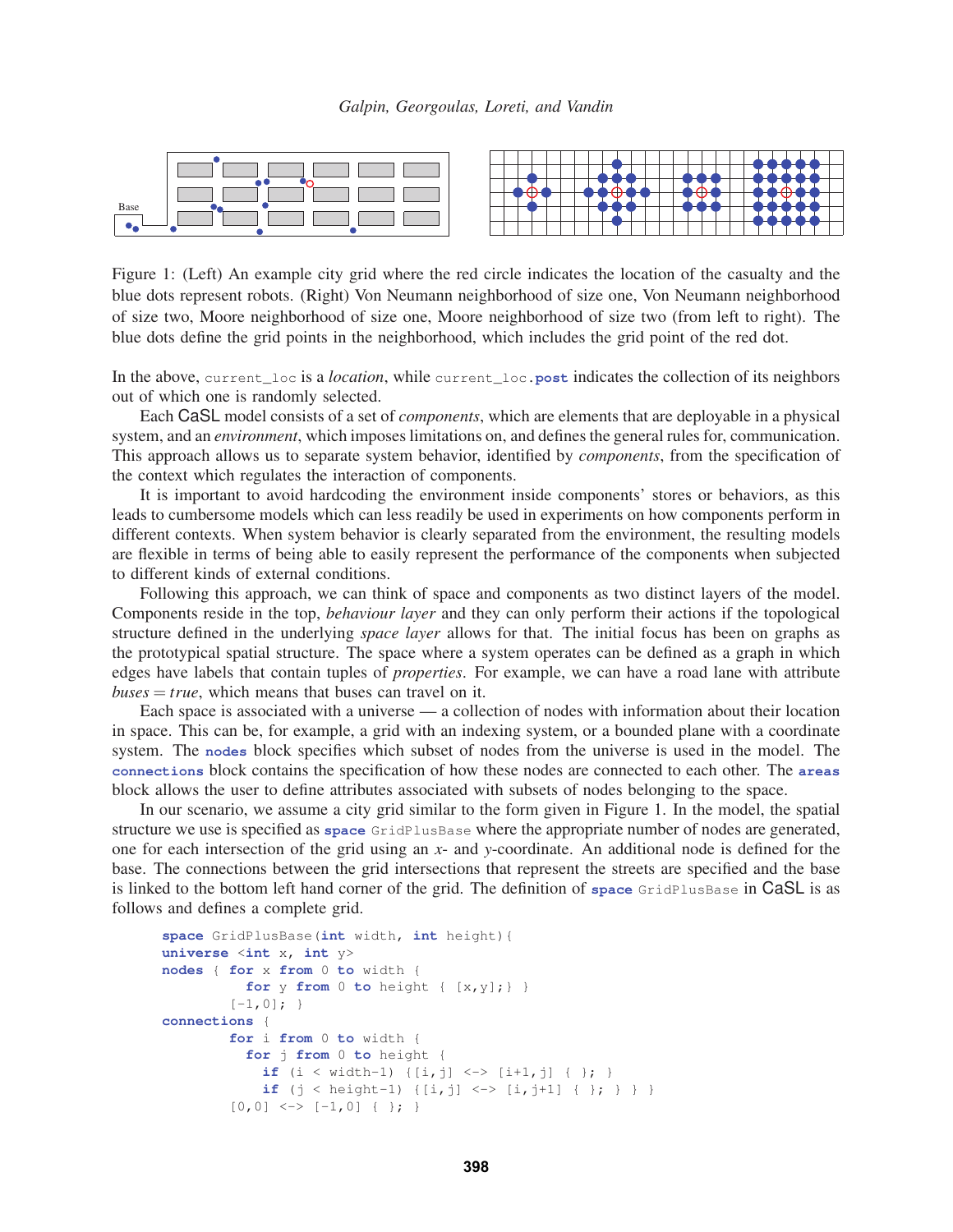Figure 1: (Left) An example city grid where the red circle indicates the location of the casualty and the blue dots represent robots. (Right) Von Neumann neighborhood of size one, Von Neumann neighborhood of size two, Moore neighborhood of size one, Moore neighborhood of size two (from left to right). The blue dots define the grid points in the neighborhood, which includes the grid point of the red dot.

In the above, `current_loc` is a *location*, while `current_loc.post` indicates the collection of its neighbors out of which one is randomly selected.

Each CaSL model consists of a set of *components*, which are elements that are deployable in a physical system, and an *environment*, which imposes limitations on, and defines the general rules for, communication. This approach allows us to separate system behavior, identified by *components*, from the specification of the context which regulates the interaction of components.

It is important to avoid hardcoding the environment inside components' stores or behaviors, as this leads to cumbersome models which can less readily be used in experiments on how components perform in different contexts. When system behavior is clearly separated from the environment, the resulting models are flexible in terms of being able to easily represent the performance of the components when subjected to different kinds of external conditions.

Following this approach, we can think of space and components as two distinct layers of the model. Components reside in the top, *behaviour layer* and they can only perform their actions if the topological structure defined in the underlying *space layer* allows for that. The initial focus has been on graphs as the prototypical spatial structure. The space where a system operates can be defined as a graph in which edges have labels that contain tuples of *properties*. For example, we can have a road lane with attribute $buses = true$, which means that buses can travel on it.

Each space is associated with a universe — a collection of nodes with information about their location in space. This can be, for example, a grid with an indexing system, or a bounded plane with a coordinate system. The **nodes** block specifies which subset of nodes from the universe is used in the model. The **connections** block contains the specification of how these nodes are connected to each other. The **areas** block allows the user to define attributes associated with subsets of nodes belonging to the space.

In our scenario, we assume a city grid similar to the form given in Figure 1. In the model, the spatial structure we use is specified as **space** `GridPlusBase` where the appropriate number of nodes are generated, one for each intersection of the grid using an $x$- and $y$-coordinate. An additional node is defined for the base. The connections between the grid intersections that represent the streets are specified and the base is linked to the bottom left hand corner of the grid. The definition of **space** `GridPlusBase` in CaSL is as follows and defines a complete grid.

```
space GridPlusBase(int width, int height){
universe <int x, int y>
nodes { for x from 0 to width {
            for y from 0 to height { [x,y];} }
        [-1,0]; }
connections {
        for i from 0 to width {
          for j from 0 to height {
            if (i < width-1) {[i,j] <-> [i+1,j] { }; }
            if (j < height-1) {[i,j] <-> [i,j+1] { }; } } }
        [0,0] <-> [-1,0] { }; }
```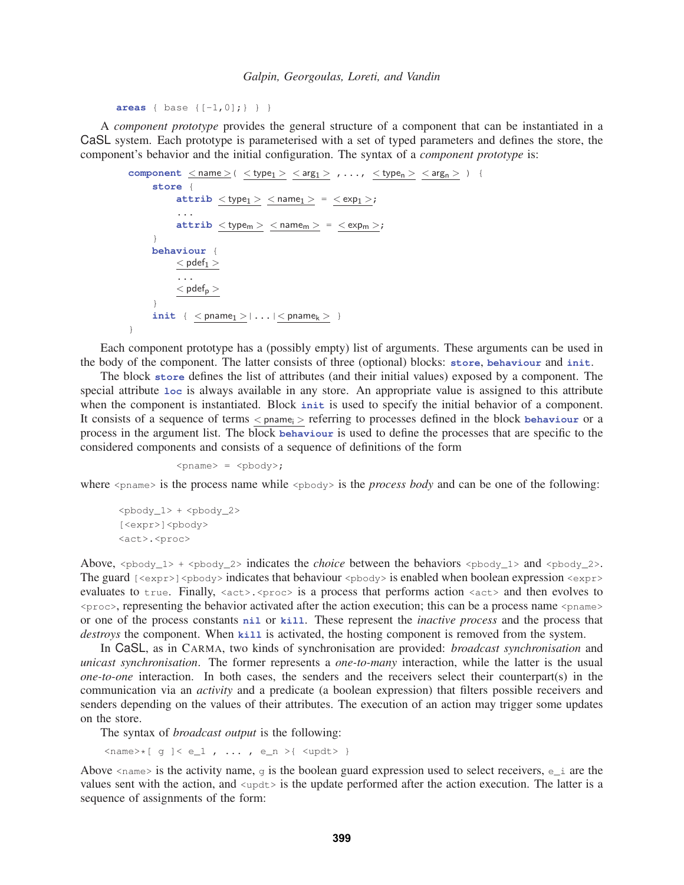```
areas { base {[-1,0];} } }
```

A *component prototype* provides the general structure of a component that can be instantiated in a CaSL system. Each prototype is parameterised with a set of typed parameters and defines the store, the component's behavior and the initial configuration. The syntax of a *component prototype* is:

```
component <name>( <type_1> <arg_1> , ... , <type_n> <arg_n> ) {
    store {
        attrib <type_1> <name_1> = <exp_1>;
        ...
        attrib <type_m> <name_m> = <exp_m>;
    }
    behaviour {
        <pdef_1>
        ...
        <pdef_p>
    }
    init { <pname_1>|...|<pname_k> }
}
```

Each component prototype has a (possibly empty) list of arguments. These arguments can be used in the body of the component. The latter consists of three (optional) blocks: **store**, **behaviour** and **init**.

The block **store** defines the list of attributes (and their initial values) exposed by a component. The special attribute **loc** is always available in any store. An appropriate value is assigned to this attribute when the component is instantiated. Block **init** is used to specify the initial behavior of a component. It consists of a sequence of terms $<\text{pname}_i>$ referring to processes defined in the block **behaviour** or a process in the argument list. The block **behaviour** is used to define the processes that are specific to the considered components and consists of a sequence of definitions of the form

```
<pname> = <pbody>;
```

where `<pname>` is the process name while `<pbody>` is the *process body* and can be one of the following:

```
<pbody_1> + <pbody_2>
[<expr>]<pbody>
<act>.<proc>
```

Above, `<pbody_1> + <pbody_2>` indicates the *choice* between the behaviors `<pbody_1>` and `<pbody_2>`. The guard `[<expr>]<pbody>` indicates that behaviour `<pbody>` is enabled when boolean expression `<expr>` evaluates to `true`. Finally, `<act>.<proc>` is a process that performs action `<act>` and then evolves to `<proc>`, representing the behavior activated after the action execution; this can be a process name `<pname>` or one of the process constants **nil** or **kill**. These represent the *inactive process* and the process that *destroys* the component. When **kill** is activated, the hosting component is removed from the system.

In CaSL, as in CARMA, two kinds of synchronisation are provided: *broadcast synchronisation* and *unicast synchronisation*. The former represents a *one-to-many* interaction, while the latter is the usual *one-to-one* interaction. In both cases, the senders and the receivers select their counterpart(s) in the communication via an *activity* and a predicate (a boolean expression) that filters possible receivers and senders depending on the values of their attributes. The execution of an action may trigger some updates on the store.

The syntax of *broadcast output* is the following:

```
<name>*[ g ]< e_1 , ... , e_n >{ <updt> }
```

Above `<name>` is the activity name, `g` is the boolean guard expression used to select receivers, `e_i` are the values sent with the action, and `<updt>` is the update performed after the action execution. The latter is a sequence of assignments of the form: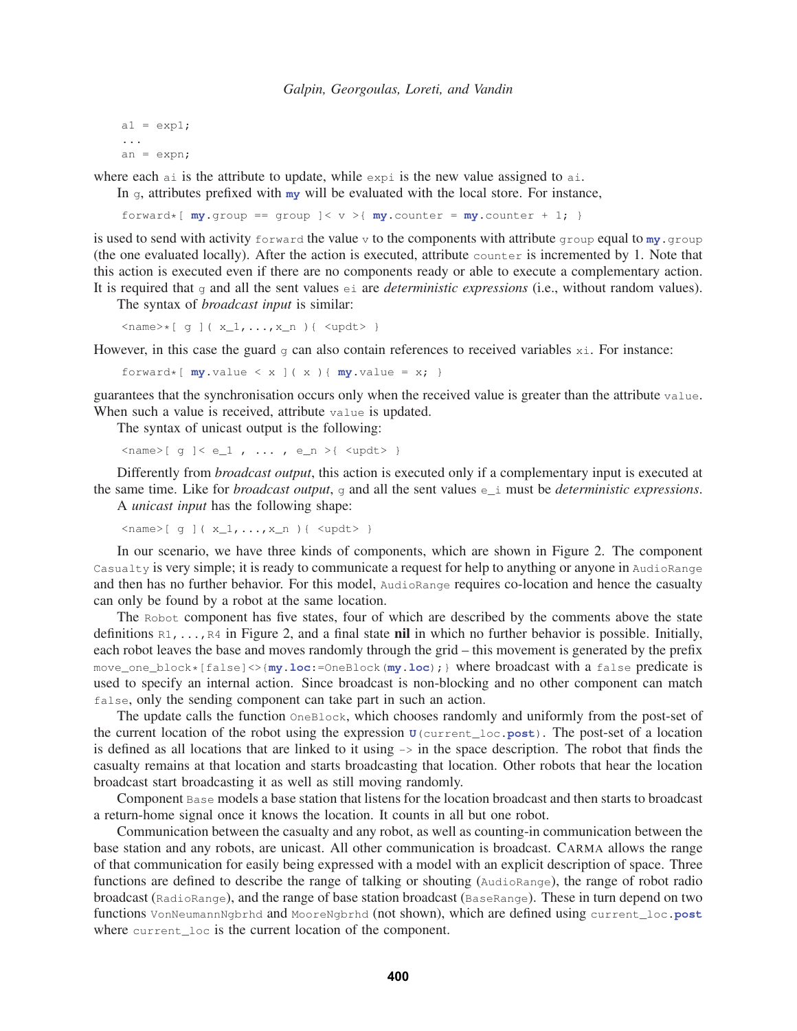```
a1 = exp1;
...
an = expn;
```

where each `ai` is the attribute to update, while `expi` is the new value assigned to `ai`.

In `g`, attributes prefixed with **`my`** will be evaluated with the local store. For instance,

```
forward*[ my.group == group ]< v >{ my.counter = my.counter + 1; }
```

is used to send with activity `forward` the value `v` to the components with attribute `group` equal to `my.group` (the one evaluated locally). After the action is executed, attribute `counter` is incremented by 1. Note that this action is executed even if there are no components ready or able to execute a complementary action. It is required that `g` and all the sent values `ei` are *deterministic expressions* (i.e., without random values).

The syntax of *broadcast input* is similar:

```
<name>*[ g ]( x_1,...,x_n ){ <updt> }
```

However, in this case the guard `g` can also contain references to received variables `xi`. For instance:

```
forward*[ my.value < x ]( x ){ my.value = x; }
```

guarantees that the synchronisation occurs only when the received value is greater than the attribute `value`. When such a value is received, attribute `value` is updated.

The syntax of unicast output is the following:

```
<name>[ g ]< e_1 , ... , e_n >{ <updt> }
```

Differently from *broadcast output*, this action is executed only if a complementary input is executed at the same time. Like for *broadcast output*, `g` and all the sent values `e_i` must be *deterministic expressions*.

A *unicast input* has the following shape:

```
<name>[ g ]( x_1,...,x_n ){ <updt> }
```

In our scenario, we have three kinds of components, which are shown in Figure 2. The component `Casualty` is very simple; it is ready to communicate a request for help to anything or anyone in `AudioRange` and then has no further behavior. For this model, `AudioRange` requires co-location and hence the casualty can only be found by a robot at the same location.

The `Robot` component has five states, four of which are described by the comments above the state definitions `R1,...,R4` in Figure 2, and a final state **nil** in which no further behavior is possible. Initially, each robot leaves the base and moves randomly through the grid – this movement is generated by the prefix `move_one_block*[false]<>{my.loc:=OneBlock(my.loc);}` where broadcast with a `false` predicate is used to specify an internal action. Since broadcast is non-blocking and no other component can match `false`, only the sending component can take part in such an action.

The update calls the function `OneBlock`, which chooses randomly and uniformly from the post-set of the current location of the robot using the expression `U(current_loc.post)`. The post-set of a location is defined as all locations that are linked to it using `->` in the space description. The robot that finds the casualty remains at that location and starts broadcasting that location. Other robots that hear the location broadcast start broadcasting it as well as still moving randomly.

Component `Base` models a base station that listens for the location broadcast and then starts to broadcast a return-home signal once it knows the location. It counts in all but one robot.

Communication between the casualty and any robot, as well as counting-in communication between the base station and any robots, are unicast. All other communication is broadcast. CARMA allows the range of that communication for easily being expressed with a model with an explicit description of space. Three functions are defined to describe the range of talking or shouting (`AudioRange`), the range of robot radio broadcast (`RadioRange`), and the range of base station broadcast (`BaseRange`). These in turn depend on two functions `VonNeumannNgbrhd` and `MooreNgbrhd` (not shown), which are defined using `current_loc.post` where `current_loc` is the current location of the component.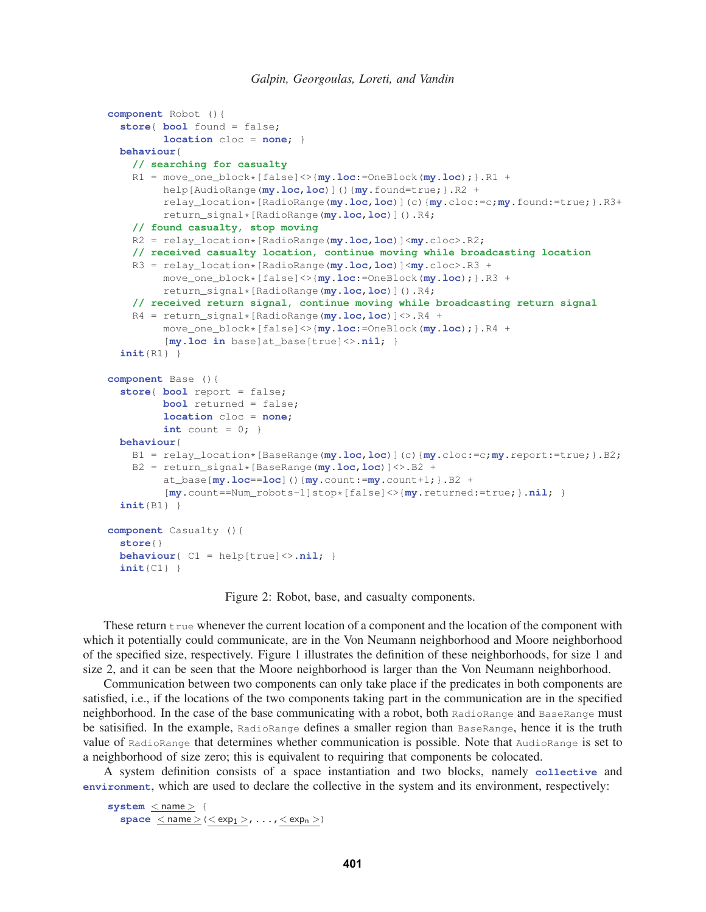```
component Robot (){
  store{ bool found = false;
         location cloc = none; }
  behaviour{
    // searching for casualty
    R1 = move_one_block*[false]<>{my.loc:=OneBlock(my.loc);}.R1 +
         help[AudioRange(my.loc,loc)](){my.found=true;}.R2 +
         relay_location*[RadioRange(my.loc,loc)](c){my.cloc:=c;my.found:=true;}.R3+
         return_signal*[RadioRange(my.loc,loc)]().R4;
    // found casualty, stop moving
    R2 = relay_location*[RadioRange(my.loc,loc)]<my.cloc>.R2;
    // received casualty location, continue moving while broadcasting location
    R3 = relay_location*[RadioRange(my.loc,loc)]<my.cloc>.R3 +
         move_one_block*[false]<>{my.loc:=OneBlock(my.loc);}.R3 +
         return_signal*[RadioRange(my.loc,loc)]().R4;
    // received return signal, continue moving while broadcasting return signal
    R4 = return_signal*[RadioRange(my.loc,loc)]<>.R4 +
         move_one_block*[false]<>{my.loc:=OneBlock(my.loc);}.R4 +
         [my.loc in base]at_base[true]<>.nil; }
  init{R1} }

component Base (){
  store{ bool report = false;
         bool returned = false;
         location cloc = none;
         int count = 0; }
  behaviour{
    B1 = relay_location*[BaseRange(my.loc,loc)](c){my.cloc:=c;my.report:=true;}.B2;
    B2 = return_signal*[BaseRange(my.loc,loc)]<>.B2 +
         at_base[my.loc==loc](){my.count:=my.count+1;}.B2 +
         [my.count==Num_robots-1]stop*[false]<>{my.returned:=true;}.nil; }
  init{B1} }

component Casualty (){
  store{}
  behaviour{ C1 = help[true]<>.nil; }
  init{C1} }
```

Figure 2: Robot, base, and casualty components.

These return `true` whenever the current location of a component and the location of the component with which it potentially could communicate, are in the Von Neumann neighborhood and Moore neighborhood of the specified size, respectively. Figure 1 illustrates the definition of these neighborhoods, for size 1 and size 2, and it can be seen that the Moore neighborhood is larger than the Von Neumann neighborhood.

Communication between two components can only take place if the predicates in both components are satisfied, i.e., if the locations of the two components taking part in the communication are in the specified neighborhood. In the case of the base communicating with a robot, both `RadioRange` and `BaseRange` must be satisified. In the example, `RadioRange` defines a smaller region than `BaseRange`, hence it is the truth value of `RadioRange` that determines whether communication is possible. Note that `AudioRange` is set to a neighborhood of size zero; this is equivalent to requiring that components be colocated.

A system definition consists of a space instantiation and two blocks, namely **`collective`** and **`environment`**, which are used to declare the collective in the system and its environment, respectively:

```
system <name> {
  space <name>(<exp_1>, ..., <exp_n>)
```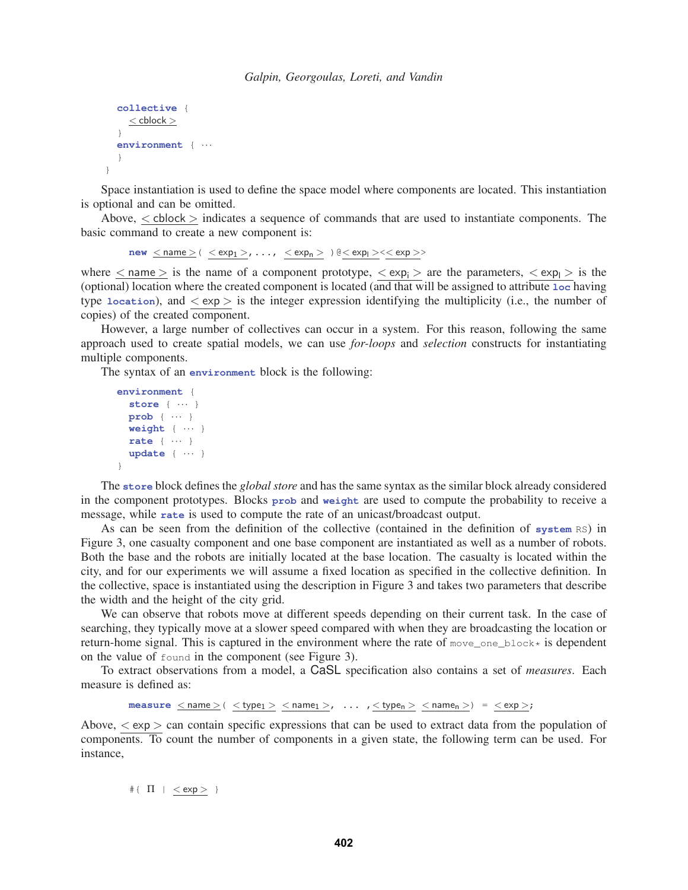```
    collective {
        < cblock >
    }
    environment { ···
    }
}
```

Space instantiation is used to define the space model where components are located. This instantiation is optional and can be omitted.

Above, < cblock > indicates a sequence of commands that are used to instantiate components. The basic command to create a new component is:

```
new < name > ( < exp1 >, ..., < expn > ) @< expl ><< exp >>
```

where < name > is the name of a component prototype, < $\text{exp}_\text{i}$ > are the parameters, < $\text{exp}_\text{l}$ > is the (optional) location where the created component is located (and that will be assigned to attribute `loc` having type `location`), and < exp > is the integer expression identifying the multiplicity (i.e., the number of copies) of the created component.

However, a large number of collectives can occur in a system. For this reason, following the same approach used to create spatial models, we can use *for-loops* and *selection* constructs for instantiating multiple components.

The syntax of an `environment` block is the following:

```
environment {
    store { ··· }
    prob { ··· }
    weight { ··· }
    rate { ··· }
    update { ··· }
}
```

The `store` block defines the *global store* and has the same syntax as the similar block already considered in the component prototypes. Blocks `prob` and `weight` are used to compute the probability to receive a message, while `rate` is used to compute the rate of an unicast/broadcast output.

As can be seen from the definition of the collective (contained in the definition of `system RS`) in Figure 3, one casualty component and one base component are instantiated as well as a number of robots. Both the base and the robots are initially located at the base location. The casualty is located within the city, and for our experiments we will assume a fixed location as specified in the collective definition. In the collective, space is instantiated using the description in Figure 3 and takes two parameters that describe the width and the height of the city grid.

We can observe that robots move at different speeds depending on their current task. In the case of searching, they typically move at a slower speed compared with when they are broadcasting the location or return-home signal. This is captured in the environment where the rate of `move_one_block*` is dependent on the value of `found` in the component (see Figure 3).

To extract observations from a model, a CaSL specification also contains a set of *measures*. Each measure is defined as:

```
measure < name > ( < type1 > < name1 >, ... ,< typen > < namen >) = < exp >;
```

Above, < exp > can contain specific expressions that can be used to extract data from the population of components. To count the number of components in a given state, the following term can be used. For instance,

```
#{ Π | < exp > }
```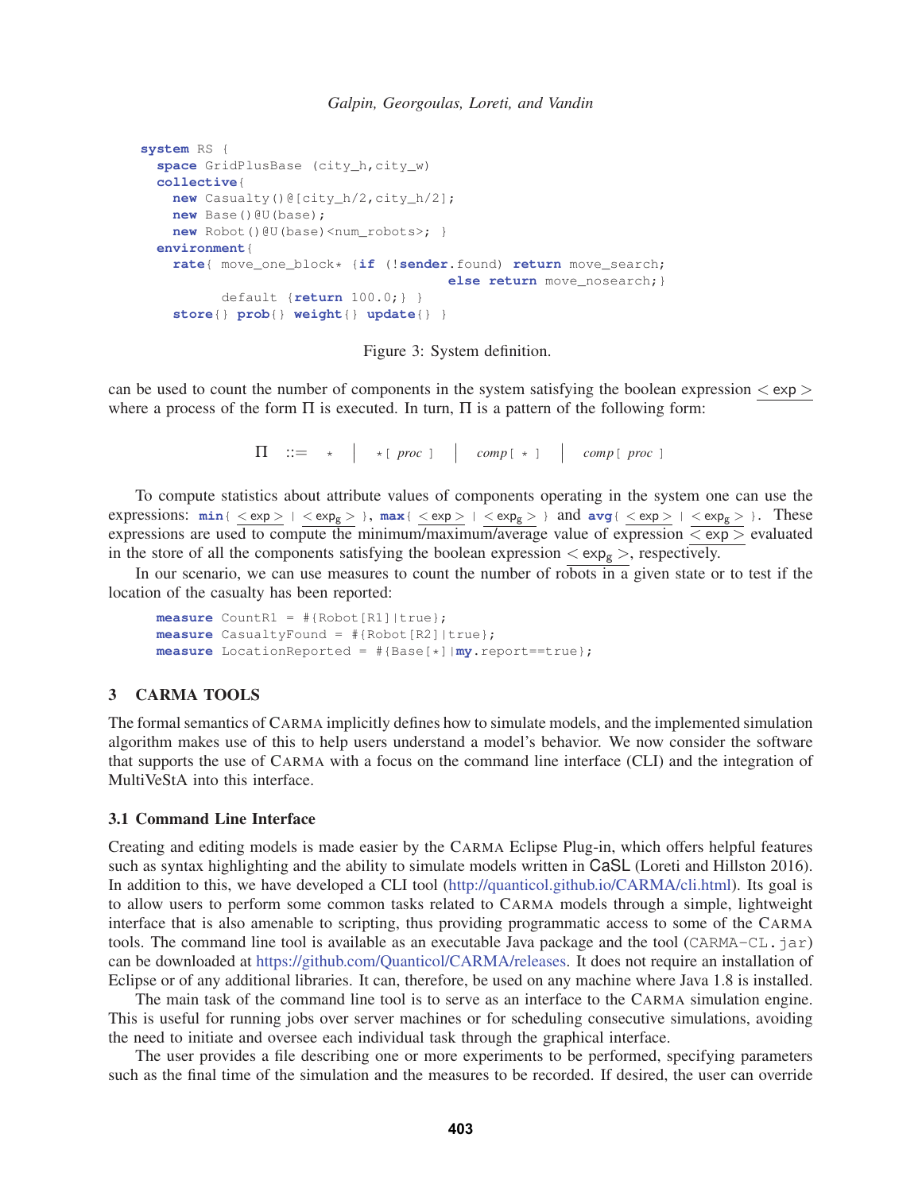```
system RS {
  space GridPlusBase (city_h,city_w)
  collective{
    new Casualty()@[city_h/2,city_h/2];
    new Base()@U(base);
    new Robot()@U(base)<num_robots>; }
  environment{
    rate{ move_one_block* {if (!sender.found) return move_search;
                                  else return move_nosearch;}
          default {return 100.0;} }
    store{} prob{} weight{} update{} }
```

Figure 3: System definition.

can be used to count the number of components in the system satisfying the boolean expression $<\mathsf{exp}>$ where a process of the form $\Pi$ is executed. In turn, $\Pi$ is a pattern of the following form:

$$\Pi \quad ::= \quad \star \quad \Big| \quad \star[\ proc\ ] \quad \Big| \quad comp[\ \star\ ] \quad \Big| \quad comp[\ proc\ ]$$

To compute statistics about attribute values of components operating in the system one can use the expressions: **min**{ $<\mathsf{exp}>$ | $<\mathsf{exp_g}>$ }, **max**{ $<\mathsf{exp}>$ | $<\mathsf{exp_g}>$ } and **avg**{ $<\mathsf{exp}>$ | $<\mathsf{exp_g}>$ }. These expressions are used to compute the minimum/maximum/average value of expression $<\mathsf{exp}>$ evaluated in the store of all the components satisfying the boolean expression $<\mathsf{exp_g}>$, respectively.

In our scenario, we can use measures to count the number of robots in a given state or to test if the location of the casualty has been reported:

```
measure CountR1 = #{Robot[R1]|true};
measure CasualtyFound = #{Robot[R2]|true};
measure LocationReported = #{Base[*]|my.report==true};
```

## 3 CARMA TOOLS

The formal semantics of CARMA implicitly defines how to simulate models, and the implemented simulation algorithm makes use of this to help users understand a model's behavior. We now consider the software that supports the use of CARMA with a focus on the command line interface (CLI) and the integration of MultiVeStA into this interface.

### 3.1 Command Line Interface

Creating and editing models is made easier by the CARMA Eclipse Plug-in, which offers helpful features such as syntax highlighting and the ability to simulate models written in CaSL (Loreti and Hillston 2016). In addition to this, we have developed a CLI tool (http://quanticol.github.io/CARMA/cli.html). Its goal is to allow users to perform some common tasks related to CARMA models through a simple, lightweight interface that is also amenable to scripting, thus providing programmatic access to some of the CARMA tools. The command line tool is available as an executable Java package and the tool (CARMA-CL.jar) can be downloaded at https://github.com/Quanticol/CARMA/releases. It does not require an installation of Eclipse or of any additional libraries. It can, therefore, be used on any machine where Java 1.8 is installed.

The main task of the command line tool is to serve as an interface to the CARMA simulation engine. This is useful for running jobs over server machines or for scheduling consecutive simulations, avoiding the need to initiate and oversee each individual task through the graphical interface.

The user provides a file describing one or more experiments to be performed, specifying parameters such as the final time of the simulation and the measures to be recorded. If desired, the user can override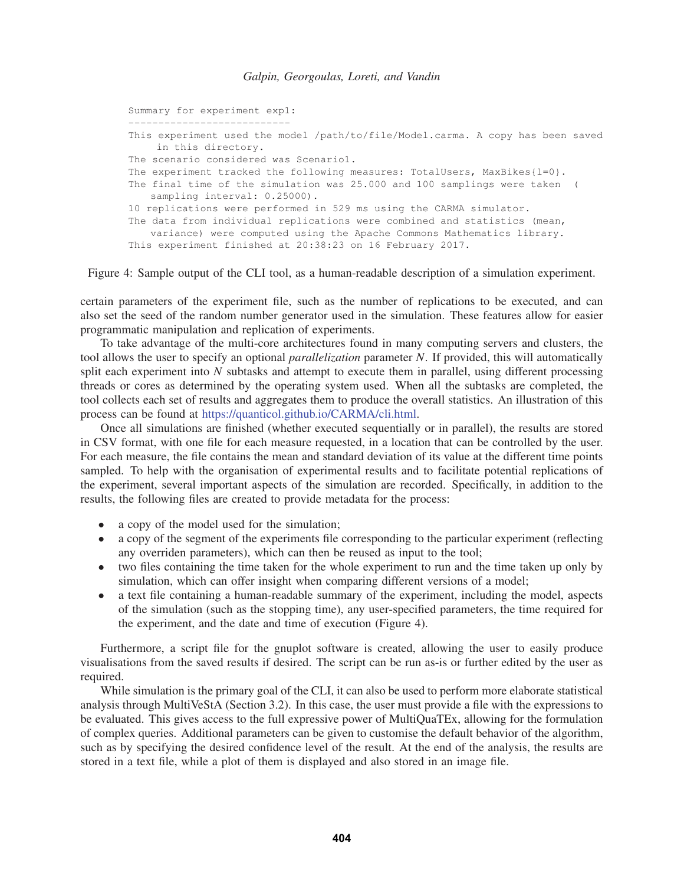```
Summary for experiment exp1:
---------------------------
This experiment used the model /path/to/file/Model.carma. A copy has been saved
     in this directory.
The scenario considered was Scenario1.
The experiment tracked the following measures: TotalUsers, MaxBikes{l=0}.
The final time of the simulation was 25.000 and 100 samplings were taken  (
    sampling interval: 0.25000).
10 replications were performed in 529 ms using the CARMA simulator.
The data from individual replications were combined and statistics (mean,
    variance) were computed using the Apache Commons Mathematics library.
This experiment finished at 20:38:23 on 16 February 2017.
```

Figure 4: Sample output of the CLI tool, as a human-readable description of a simulation experiment.

certain parameters of the experiment file, such as the number of replications to be executed, and can also set the seed of the random number generator used in the simulation. These features allow for easier programmatic manipulation and replication of experiments.

To take advantage of the multi-core architectures found in many computing servers and clusters, the tool allows the user to specify an optional *parallelization* parameter $N$. If provided, this will automatically split each experiment into $N$ subtasks and attempt to execute them in parallel, using different processing threads or cores as determined by the operating system used. When all the subtasks are completed, the tool collects each set of results and aggregates them to produce the overall statistics. An illustration of this process can be found at https://quanticol.github.io/CARMA/cli.html.

Once all simulations are finished (whether executed sequentially or in parallel), the results are stored in CSV format, with one file for each measure requested, in a location that can be controlled by the user. For each measure, the file contains the mean and standard deviation of its value at the different time points sampled. To help with the organisation of experimental results and to facilitate potential replications of the experiment, several important aspects of the simulation are recorded. Specifically, in addition to the results, the following files are created to provide metadata for the process:

- a copy of the model used for the simulation;
- a copy of the segment of the experiments file corresponding to the particular experiment (reflecting any overriden parameters), which can then be reused as input to the tool;
- two files containing the time taken for the whole experiment to run and the time taken up only by simulation, which can offer insight when comparing different versions of a model;
- a text file containing a human-readable summary of the experiment, including the model, aspects of the simulation (such as the stopping time), any user-specified parameters, the time required for the experiment, and the date and time of execution (Figure 4).

Furthermore, a script file for the gnuplot software is created, allowing the user to easily produce visualisations from the saved results if desired. The script can be run as-is or further edited by the user as required.

While simulation is the primary goal of the CLI, it can also be used to perform more elaborate statistical analysis through MultiVeStA (Section 3.2). In this case, the user must provide a file with the expressions to be evaluated. This gives access to the full expressive power of MultiQuaTEx, allowing for the formulation of complex queries. Additional parameters can be given to customise the default behavior of the algorithm, such as by specifying the desired confidence level of the result. At the end of the analysis, the results are stored in a text file, while a plot of them is displayed and also stored in an image file.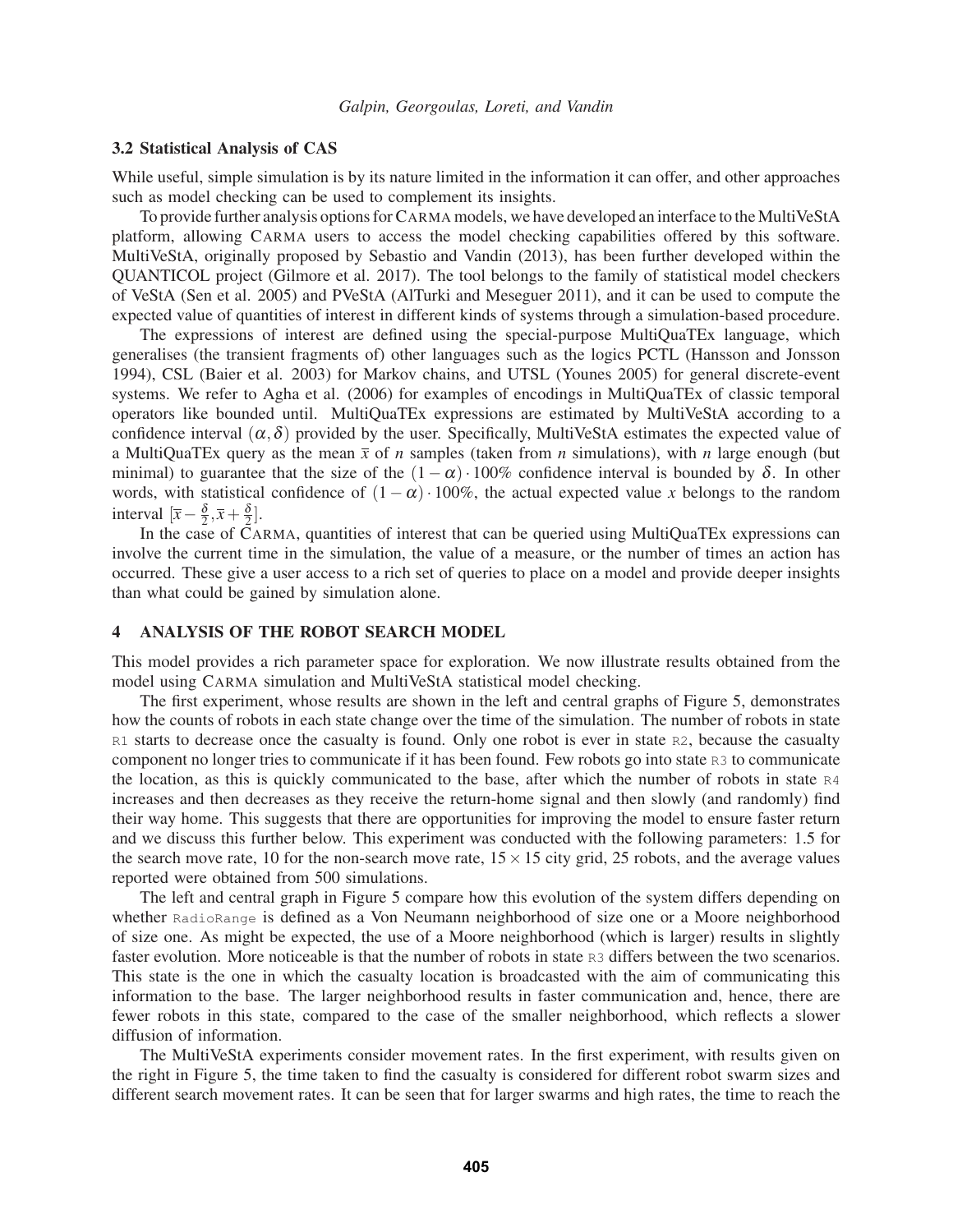### 3.2 Statistical Analysis of CAS

While useful, simple simulation is by its nature limited in the information it can offer, and other approaches such as model checking can be used to complement its insights.

To provide further analysis options for CARMA models, we have developed an interface to the MultiVeStA platform, allowing CARMA users to access the model checking capabilities offered by this software. MultiVeStA, originally proposed by Sebastio and Vandin (2013), has been further developed within the QUANTICOL project (Gilmore et al. 2017). The tool belongs to the family of statistical model checkers of VeStA (Sen et al. 2005) and PVeStA (AlTurki and Meseguer 2011), and it can be used to compute the expected value of quantities of interest in different kinds of systems through a simulation-based procedure.

The expressions of interest are defined using the special-purpose MultiQuaTEx language, which generalises (the transient fragments of) other languages such as the logics PCTL (Hansson and Jonsson 1994), CSL (Baier et al. 2003) for Markov chains, and UTSL (Younes 2005) for general discrete-event systems. We refer to Agha et al. (2006) for examples of encodings in MultiQuaTEx of classic temporal operators like bounded until. MultiQuaTEx expressions are estimated by MultiVeStA according to a confidence interval $(\alpha, \delta)$ provided by the user. Specifically, MultiVeStA estimates the expected value of a MultiQuaTEx query as the mean $\bar{x}$ of $n$ samples (taken from $n$ simulations), with $n$ large enough (but minimal) to guarantee that the size of the $(1-\alpha)\cdot 100\%$ confidence interval is bounded by $\delta$. In other words, with statistical confidence of $(1-\alpha)\cdot 100\%$, the actual expected value $x$ belongs to the random interval $[\bar{x}-\frac{\delta}{2}, \bar{x}+\frac{\delta}{2}]$.

In the case of CARMA, quantities of interest that can be queried using MultiQuaTEx expressions can involve the current time in the simulation, the value of a measure, or the number of times an action has occurred. These give a user access to a rich set of queries to place on a model and provide deeper insights than what could be gained by simulation alone.

## 4 ANALYSIS OF THE ROBOT SEARCH MODEL

This model provides a rich parameter space for exploration. We now illustrate results obtained from the model using CARMA simulation and MultiVeStA statistical model checking.

The first experiment, whose results are shown in the left and central graphs of Figure 5, demonstrates how the counts of robots in each state change over the time of the simulation. The number of robots in state `R1` starts to decrease once the casualty is found. Only one robot is ever in state `R2`, because the casualty component no longer tries to communicate if it has been found. Few robots go into state `R3` to communicate the location, as this is quickly communicated to the base, after which the number of robots in state `R4` increases and then decreases as they receive the return-home signal and then slowly (and randomly) find their way home. This suggests that there are opportunities for improving the model to ensure faster return and we discuss this further below. This experiment was conducted with the following parameters: 1.5 for the search move rate, 10 for the non-search move rate, $15 \times 15$ city grid, 25 robots, and the average values reported were obtained from 500 simulations.

The left and central graph in Figure 5 compare how this evolution of the system differs depending on whether `RadioRange` is defined as a Von Neumann neighborhood of size one or a Moore neighborhood of size one. As might be expected, the use of a Moore neighborhood (which is larger) results in slightly faster evolution. More noticeable is that the number of robots in state `R3` differs between the two scenarios. This state is the one in which the casualty location is broadcasted with the aim of communicating this information to the base. The larger neighborhood results in faster communication and, hence, there are fewer robots in this state, compared to the case of the smaller neighborhood, which reflects a slower diffusion of information.

The MultiVeStA experiments consider movement rates. In the first experiment, with results given on the right in Figure 5, the time taken to find the casualty is considered for different robot swarm sizes and different search movement rates. It can be seen that for larger swarms and high rates, the time to reach the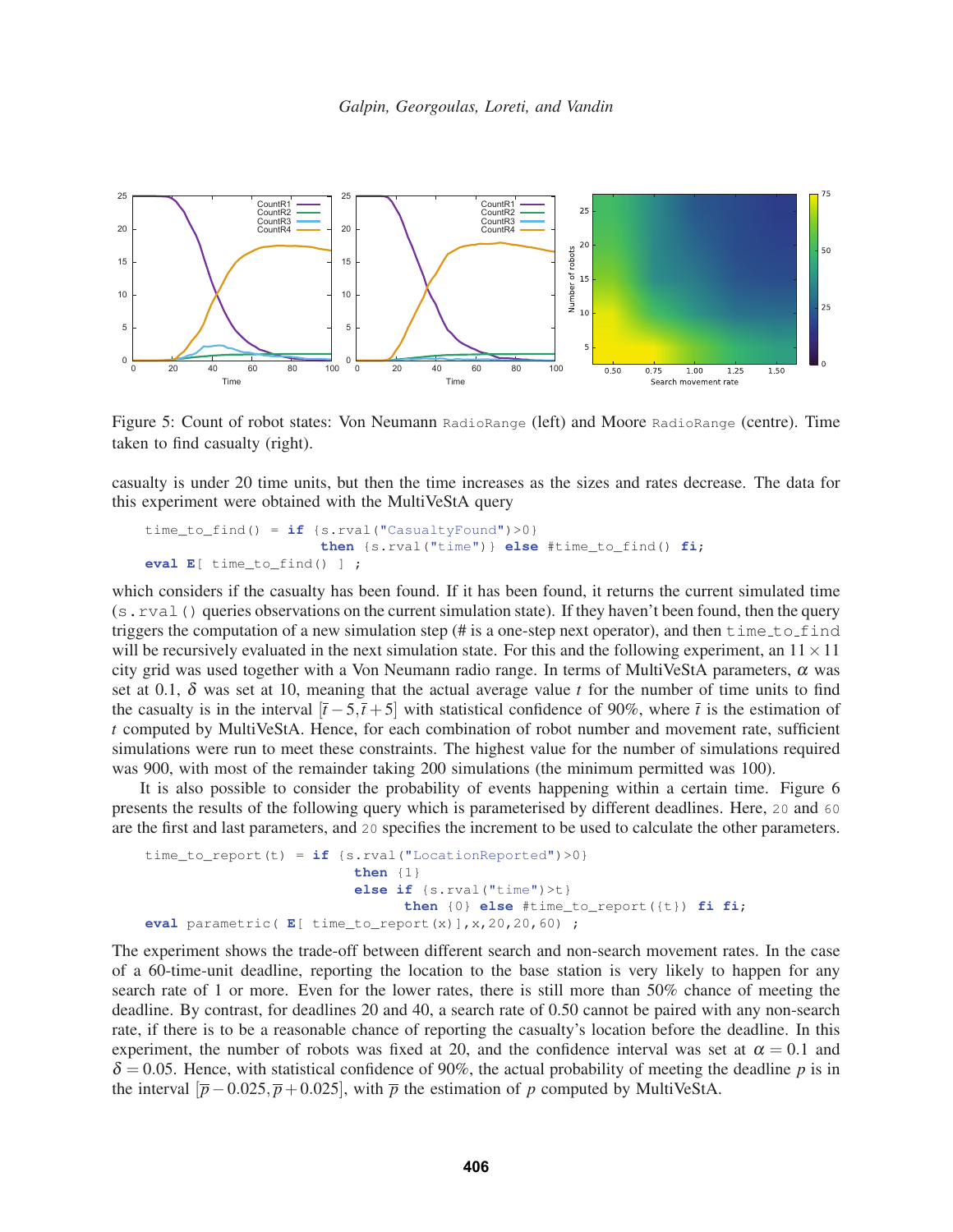Figure 5: Count of robot states: Von Neumann `RadioRange` (left) and Moore `RadioRange` (centre). Time taken to find casualty (right).

casualty is under 20 time units, but then the time increases as the sizes and rates decrease. The data for this experiment were obtained with the MultiVeStA query

```
time_to_find() = if {s.rval("CasualtyFound")>0}
                    then {s.rval("time")} else #time_to_find() fi;
eval E[ time_to_find() ] ;
```

which considers if the casualty has been found. If it has been found, it returns the current simulated time (`s.rval()` queries observations on the current simulation state). If they haven't been found, then the query triggers the computation of a new simulation step (# is a one-step next operator), and then `time_to_find` will be recursively evaluated in the next simulation state. For this and the following experiment, an $11 \times 11$ city grid was used together with a Von Neumann radio range. In terms of MultiVeStA parameters, $\alpha$ was set at 0.1, $\delta$ was set at 10, meaning that the actual average value $t$ for the number of time units to find the casualty is in the interval $[\bar{t} - 5, \bar{t} + 5]$ with statistical confidence of 90%, where $\bar{t}$ is the estimation of $t$ computed by MultiVeStA. Hence, for each combination of robot number and movement rate, sufficient simulations were run to meet these constraints. The highest value for the number of simulations required was 900, with most of the remainder taking 200 simulations (the minimum permitted was 100).

It is also possible to consider the probability of events happening within a certain time. Figure 6 presents the results of the following query which is parameterised by different deadlines. Here, `20` and `60` are the first and last parameters, and `20` specifies the increment to be used to calculate the other parameters.

```
time_to_report(t) = if {s.rval("LocationReported")>0}
                       then {1}
                       else if {s.rval("time")>t}
                               then {0} else #time_to_report({t}) fi fi;
eval parametric( E[ time_to_report(x)],x,20,20,60) ;
```

The experiment shows the trade-off between different search and non-search movement rates. In the case of a 60-time-unit deadline, reporting the location to the base station is very likely to happen for any search rate of 1 or more. Even for the lower rates, there is still more than 50% chance of meeting the deadline. By contrast, for deadlines 20 and 40, a search rate of 0.50 cannot be paired with any non-search rate, if there is to be a reasonable chance of reporting the casualty's location before the deadline. In this experiment, the number of robots was fixed at 20, and the confidence interval was set at $\alpha = 0.1$ and $\delta = 0.05$. Hence, with statistical confidence of 90%, the actual probability of meeting the deadline $p$ is in the interval $[\bar{p} - 0.025, \bar{p} + 0.025]$, with $\bar{p}$ the estimation of $p$ computed by MultiVeStA.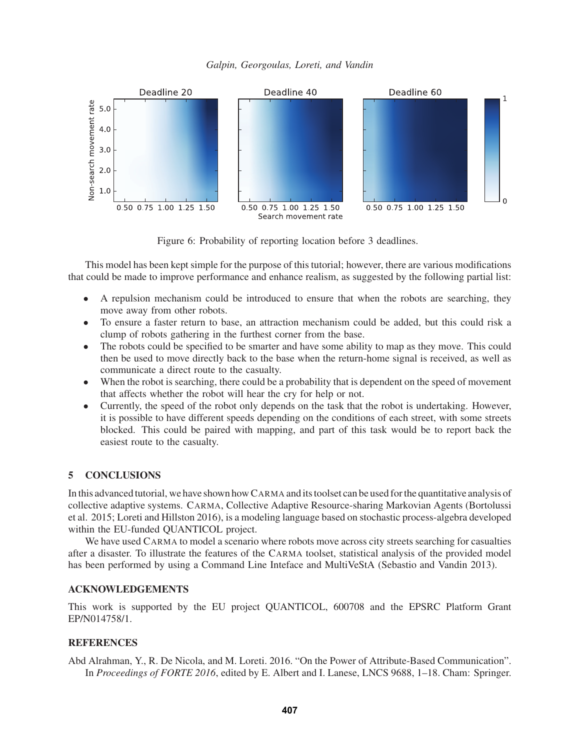Figure 6: Probability of reporting location before 3 deadlines.

This model has been kept simple for the purpose of this tutorial; however, there are various modifications that could be made to improve performance and enhance realism, as suggested by the following partial list:

- A repulsion mechanism could be introduced to ensure that when the robots are searching, they move away from other robots.
- To ensure a faster return to base, an attraction mechanism could be added, but this could risk a clump of robots gathering in the furthest corner from the base.
- The robots could be specified to be smarter and have some ability to map as they move. This could then be used to move directly back to the base when the return-home signal is received, as well as communicate a direct route to the casualty.
- When the robot is searching, there could be a probability that is dependent on the speed of movement that affects whether the robot will hear the cry for help or not.
- Currently, the speed of the robot only depends on the task that the robot is undertaking. However, it is possible to have different speeds depending on the conditions of each street, with some streets blocked. This could be paired with mapping, and part of this task would be to report back the easiest route to the casualty.

## 5 CONCLUSIONS

In this advanced tutorial, we have shown how CARMA and its toolset can be used for the quantitative analysis of collective adaptive systems. CARMA, Collective Adaptive Resource-sharing Markovian Agents (Bortolussi et al. 2015; Loreti and Hillston 2016), is a modeling language based on stochastic process-algebra developed within the EU-funded QUANTICOL project.

We have used CARMA to model a scenario where robots move across city streets searching for casualties after a disaster. To illustrate the features of the CARMA toolset, statistical analysis of the provided model has been performed by using a Command Line Inteface and MultiVeStA (Sebastio and Vandin 2013).

## ACKNOWLEDGEMENTS

This work is supported by the EU project QUANTICOL, 600708 and the EPSRC Platform Grant EP/N014758/1.

## REFERENCES

Abd Alrahman, Y., R. De Nicola, and M. Loreti. 2016. "On the Power of Attribute-Based Communication". In *Proceedings of FORTE 2016*, edited by E. Albert and I. Lanese, LNCS 9688, 1–18. Cham: Springer.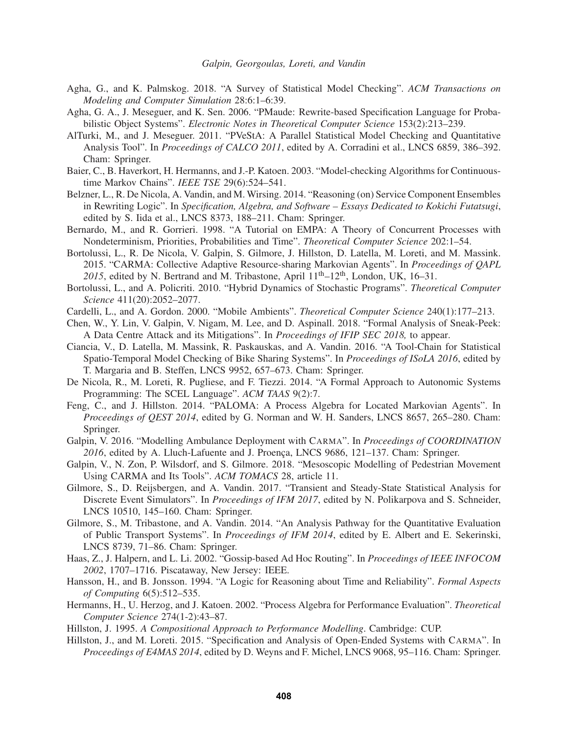Agha, G., and K. Palmskog. 2018. "A Survey of Statistical Model Checking". *ACM Transactions on Modeling and Computer Simulation* 28:6:1–6:39.

Agha, G. A., J. Meseguer, and K. Sen. 2006. "PMaude: Rewrite-based Specification Language for Probabilistic Object Systems". *Electronic Notes in Theoretical Computer Science* 153(2):213–239.

AlTurki, M., and J. Meseguer. 2011. "PVeStA: A Parallel Statistical Model Checking and Quantitative Analysis Tool". In *Proceedings of CALCO 2011*, edited by A. Corradini et al., LNCS 6859, 386–392. Cham: Springer.

Baier, C., B. Haverkort, H. Hermanns, and J.-P. Katoen. 2003. "Model-checking Algorithms for Continuous-time Markov Chains". *IEEE TSE* 29(6):524–541.

Belzner, L., R. De Nicola, A. Vandin, and M. Wirsing. 2014. "Reasoning (on) Service Component Ensembles in Rewriting Logic". In *Specification, Algebra, and Software – Essays Dedicated to Kokichi Futatsugi*, edited by S. Iida et al., LNCS 8373, 188–211. Cham: Springer.

Bernardo, M., and R. Gorrieri. 1998. "A Tutorial on EMPA: A Theory of Concurrent Processes with Nondeterminism, Priorities, Probabilities and Time". *Theoretical Computer Science* 202:1–54.

Bortolussi, L., R. De Nicola, V. Galpin, S. Gilmore, J. Hillston, D. Latella, M. Loreti, and M. Massink. 2015. "CARMA: Collective Adaptive Resource-sharing Markovian Agents". In *Proceedings of QAPL 2015*, edited by N. Bertrand and M. Tribastone, April 11th–12th, London, UK, 16–31.

Bortolussi, L., and A. Policriti. 2010. "Hybrid Dynamics of Stochastic Programs". *Theoretical Computer Science* 411(20):2052–2077.

Cardelli, L., and A. Gordon. 2000. "Mobile Ambients". *Theoretical Computer Science* 240(1):177–213.

Chen, W., Y. Lin, V. Galpin, V. Nigam, M. Lee, and D. Aspinall. 2018. "Formal Analysis of Sneak-Peek: A Data Centre Attack and its Mitigations". In *Proceedings of IFIP SEC 2018,* to appear.

Ciancia, V., D. Latella, M. Massink, R. Paskauskas, and A. Vandin. 2016. "A Tool-Chain for Statistical Spatio-Temporal Model Checking of Bike Sharing Systems". In *Proceedings of ISoLA 2016*, edited by T. Margaria and B. Steffen, LNCS 9952, 657–673. Cham: Springer.

De Nicola, R., M. Loreti, R. Pugliese, and F. Tiezzi. 2014. "A Formal Approach to Autonomic Systems Programming: The SCEL Language". *ACM TAAS* 9(2):7.

Feng, C., and J. Hillston. 2014. "PALOMA: A Process Algebra for Located Markovian Agents". In *Proceedings of QEST 2014*, edited by G. Norman and W. H. Sanders, LNCS 8657, 265–280. Cham: Springer.

Galpin, V. 2016. "Modelling Ambulance Deployment with CARMA". In *Proceedings of COORDINATION 2016*, edited by A. Lluch-Lafuente and J. Proença, LNCS 9686, 121–137. Cham: Springer.

Galpin, V., N. Zon, P. Wilsdorf, and S. Gilmore. 2018. "Mesoscopic Modelling of Pedestrian Movement Using CARMA and Its Tools". *ACM TOMACS* 28, article 11.

Gilmore, S., D. Reijsbergen, and A. Vandin. 2017. "Transient and Steady-State Statistical Analysis for Discrete Event Simulators". In *Proceedings of IFM 2017*, edited by N. Polikarpova and S. Schneider, LNCS 10510, 145–160. Cham: Springer.

Gilmore, S., M. Tribastone, and A. Vandin. 2014. "An Analysis Pathway for the Quantitative Evaluation of Public Transport Systems". In *Proceedings of IFM 2014*, edited by E. Albert and E. Sekerinski, LNCS 8739, 71–86. Cham: Springer.

Haas, Z., J. Halpern, and L. Li. 2002. "Gossip-based Ad Hoc Routing". In *Proceedings of IEEE INFOCOM 2002*, 1707–1716. Piscataway, New Jersey: IEEE.

Hansson, H., and B. Jonsson. 1994. "A Logic for Reasoning about Time and Reliability". *Formal Aspects of Computing* 6(5):512–535.

Hermanns, H., U. Herzog, and J. Katoen. 2002. "Process Algebra for Performance Evaluation". *Theoretical Computer Science* 274(1-2):43–87.

Hillston, J. 1995. *A Compositional Approach to Performance Modelling*. Cambridge: CUP.

Hillston, J., and M. Loreti. 2015. "Specification and Analysis of Open-Ended Systems with CARMA". In *Proceedings of E4MAS 2014*, edited by D. Weyns and F. Michel, LNCS 9068, 95–116. Cham: Springer.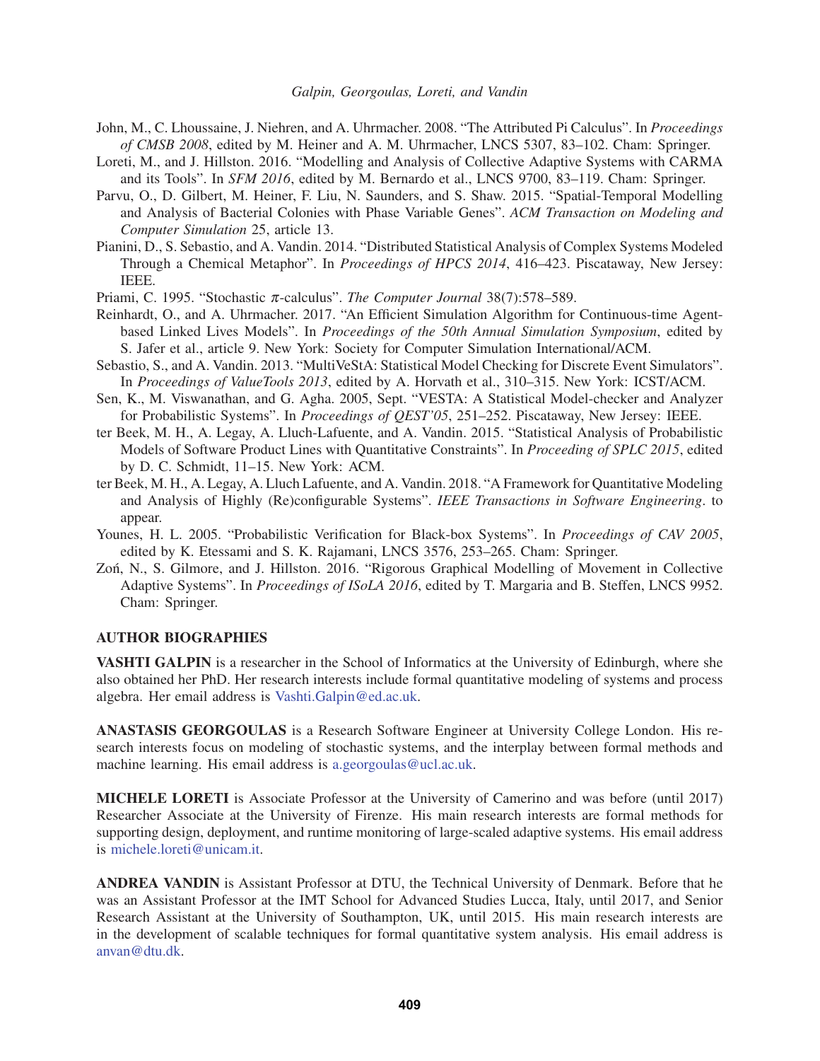John, M., C. Lhoussaine, J. Niehren, and A. Uhrmacher. 2008. "The Attributed Pi Calculus". In *Proceedings of CMSB 2008*, edited by M. Heiner and A. M. Uhrmacher, LNCS 5307, 83–102. Cham: Springer.

Loreti, M., and J. Hillston. 2016. "Modelling and Analysis of Collective Adaptive Systems with CARMA and its Tools". In *SFM 2016*, edited by M. Bernardo et al., LNCS 9700, 83–119. Cham: Springer.

Parvu, O., D. Gilbert, M. Heiner, F. Liu, N. Saunders, and S. Shaw. 2015. "Spatial-Temporal Modelling and Analysis of Bacterial Colonies with Phase Variable Genes". *ACM Transaction on Modeling and Computer Simulation* 25, article 13.

Pianini, D., S. Sebastio, and A. Vandin. 2014. "Distributed Statistical Analysis of Complex Systems Modeled Through a Chemical Metaphor". In *Proceedings of HPCS 2014*, 416–423. Piscataway, New Jersey: IEEE.

Priami, C. 1995. "Stochastic $\pi$-calculus". *The Computer Journal* 38(7):578–589.

Reinhardt, O., and A. Uhrmacher. 2017. "An Efficient Simulation Algorithm for Continuous-time Agent-based Linked Lives Models". In *Proceedings of the 50th Annual Simulation Symposium*, edited by S. Jafer et al., article 9. New York: Society for Computer Simulation International/ACM.

Sebastio, S., and A. Vandin. 2013. "MultiVeStA: Statistical Model Checking for Discrete Event Simulators". In *Proceedings of ValueTools 2013*, edited by A. Horvath et al., 310–315. New York: ICST/ACM.

Sen, K., M. Viswanathan, and G. Agha. 2005, Sept. "VESTA: A Statistical Model-checker and Analyzer for Probabilistic Systems". In *Proceedings of QEST'05*, 251–252. Piscataway, New Jersey: IEEE.

ter Beek, M. H., A. Legay, A. Lluch-Lafuente, and A. Vandin. 2015. "Statistical Analysis of Probabilistic Models of Software Product Lines with Quantitative Constraints". In *Proceeding of SPLC 2015*, edited by D. C. Schmidt, 11–15. New York: ACM.

ter Beek, M. H., A. Legay, A. Lluch Lafuente, and A. Vandin. 2018. "A Framework for Quantitative Modeling and Analysis of Highly (Re)configurable Systems". *IEEE Transactions in Software Engineering*. to appear.

Younes, H. L. 2005. "Probabilistic Verification for Black-box Systems". In *Proceedings of CAV 2005*, edited by K. Etessami and S. K. Rajamani, LNCS 3576, 253–265. Cham: Springer.

Zoń, N., S. Gilmore, and J. Hillston. 2016. "Rigorous Graphical Modelling of Movement in Collective Adaptive Systems". In *Proceedings of ISoLA 2016*, edited by T. Margaria and B. Steffen, LNCS 9952. Cham: Springer.

## AUTHOR BIOGRAPHIES

**VASHTI GALPIN** is a researcher in the School of Informatics at the University of Edinburgh, where she also obtained her PhD. Her research interests include formal quantitative modeling of systems and process algebra. Her email address is Vashti.Galpin@ed.ac.uk.

**ANASTASIS GEORGOULAS** is a Research Software Engineer at University College London. His research interests focus on modeling of stochastic systems, and the interplay between formal methods and machine learning. His email address is a.georgoulas@ucl.ac.uk.

**MICHELE LORETI** is Associate Professor at the University of Camerino and was before (until 2017) Researcher Associate at the University of Firenze. His main research interests are formal methods for supporting design, deployment, and runtime monitoring of large-scaled adaptive systems. His email address is michele.loreti@unicam.it.

**ANDREA VANDIN** is Assistant Professor at DTU, the Technical University of Denmark. Before that he was an Assistant Professor at the IMT School for Advanced Studies Lucca, Italy, until 2017, and Senior Research Assistant at the University of Southampton, UK, until 2015. His main research interests are in the development of scalable techniques for formal quantitative system analysis. His email address is anvan@dtu.dk.